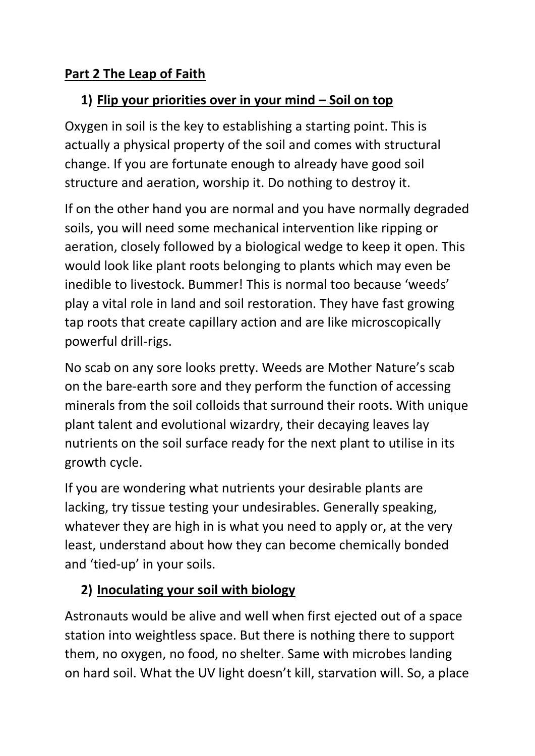## **Part 2 The Leap of Faith**

### 1) **Flip your priorities over in your mind – Soil on top**

Oxygen in soil is the key to establishing a starting point. This is actually a physical property of the soil and comes with structural change. If you are fortunate enough to already have good soil structure and aeration, worship it. Do nothing to destroy it.

If on the other hand you are normal and you have normally degraded soils, you will need some mechanical intervention like ripping or aeration, closely followed by a biological wedge to keep it open. This would look like plant roots belonging to plants which may even be inedible to livestock. Bummer! This is normal too because 'weeds' play a vital role in land and soil restoration. They have fast growing tap roots that create capillary action and are like microscopically powerful drill-rigs.

No scab on any sore looks pretty. Weeds are Mother Nature's scab on the bare-earth sore and they perform the function of accessing minerals from the soil colloids that surround their roots. With unique plant talent and evolutional wizardry, their decaying leaves lay nutrients on the soil surface ready for the next plant to utilise in its growth cycle.

If you are wondering what nutrients your desirable plants are lacking, try tissue testing your undesirables. Generally speaking, whatever they are high in is what you need to apply or, at the very least, understand about how they can become chemically bonded and 'tied-up' in your soils.

### 2) **Inoculating your soil with biology**

Astronauts would be alive and well when first ejected out of a space station into weightless space. But there is nothing there to support them, no oxygen, no food, no shelter. Same with microbes landing on hard soil. What the UV light doesn't kill, starvation will. So, a place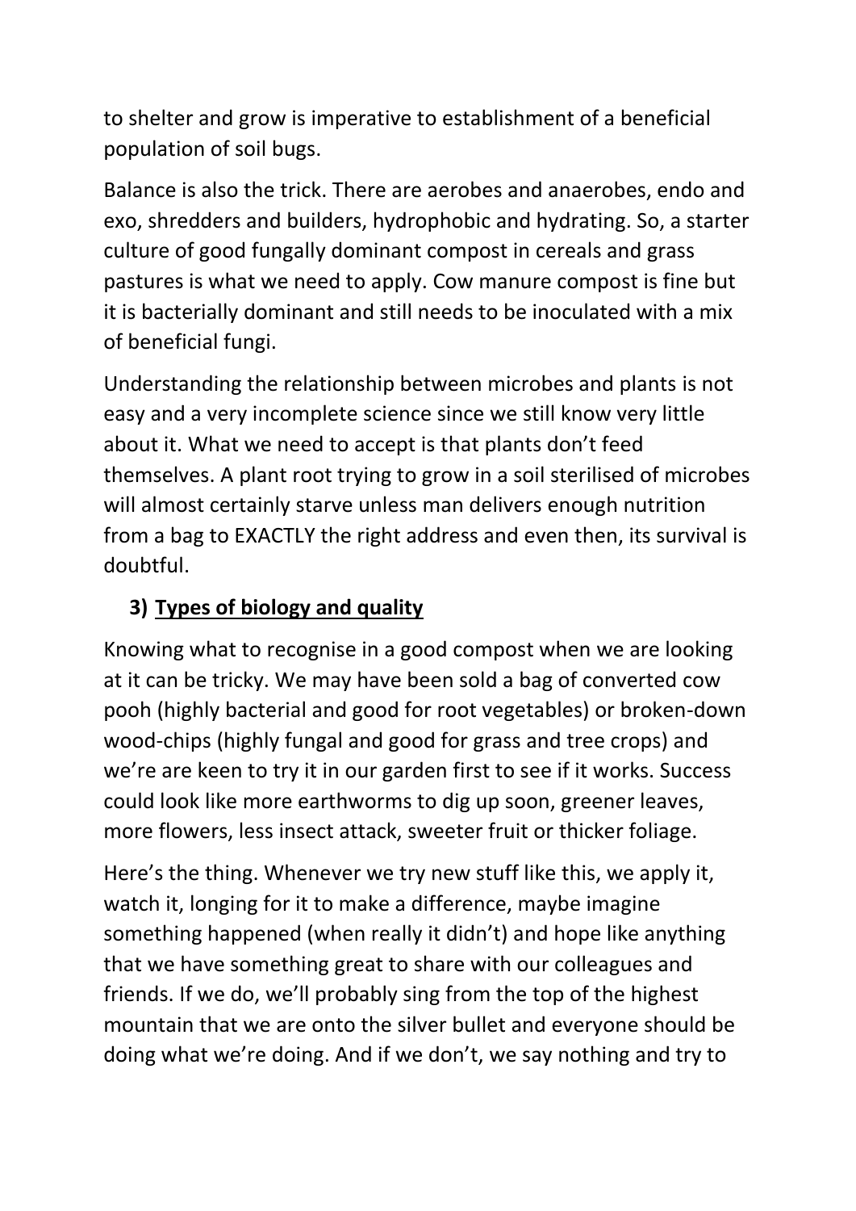to shelter and grow is imperative to establishment of a beneficial population of soil bugs.

Balance is also the trick. There are aerobes and anaerobes, endo and exo, shredders and builders, hydrophobic and hydrating. So, a starter culture of good fungally dominant compost in cereals and grass pastures is what we need to apply. Cow manure compost is fine but it is bacterially dominant and still needs to be inoculated with a mix of beneficial fungi.

Understanding the relationship between microbes and plants is not easy and a very incomplete science since we still know very little about it. What we need to accept is that plants don't feed themselves. A plant root trying to grow in a soil sterilised of microbes will almost certainly starve unless man delivers enough nutrition from a bag to EXACTLY the right address and even then, its survival is doubtful.

### 3) <u>Types of biology and quality</u>

Knowing what to recognise in a good compost when we are looking at it can be tricky. We may have been sold a bag of converted cow pooh (highly bacterial and good for root vegetables) or broken-down wood-chips (highly fungal and good for grass and tree crops) and we're are keen to try it in our garden first to see if it works. Success could look like more earthworms to dig up soon, greener leaves, more flowers, less insect attack, sweeter fruit or thicker foliage.

Here's the thing. Whenever we try new stuff like this, we apply it, watch it, longing for it to make a difference, maybe imagine something happened (when really it didn't) and hope like anything that we have something great to share with our colleagues and friends. If we do, we'll probably sing from the top of the highest mountain that we are onto the silver bullet and everyone should be doing what we're doing. And if we don't, we say nothing and try to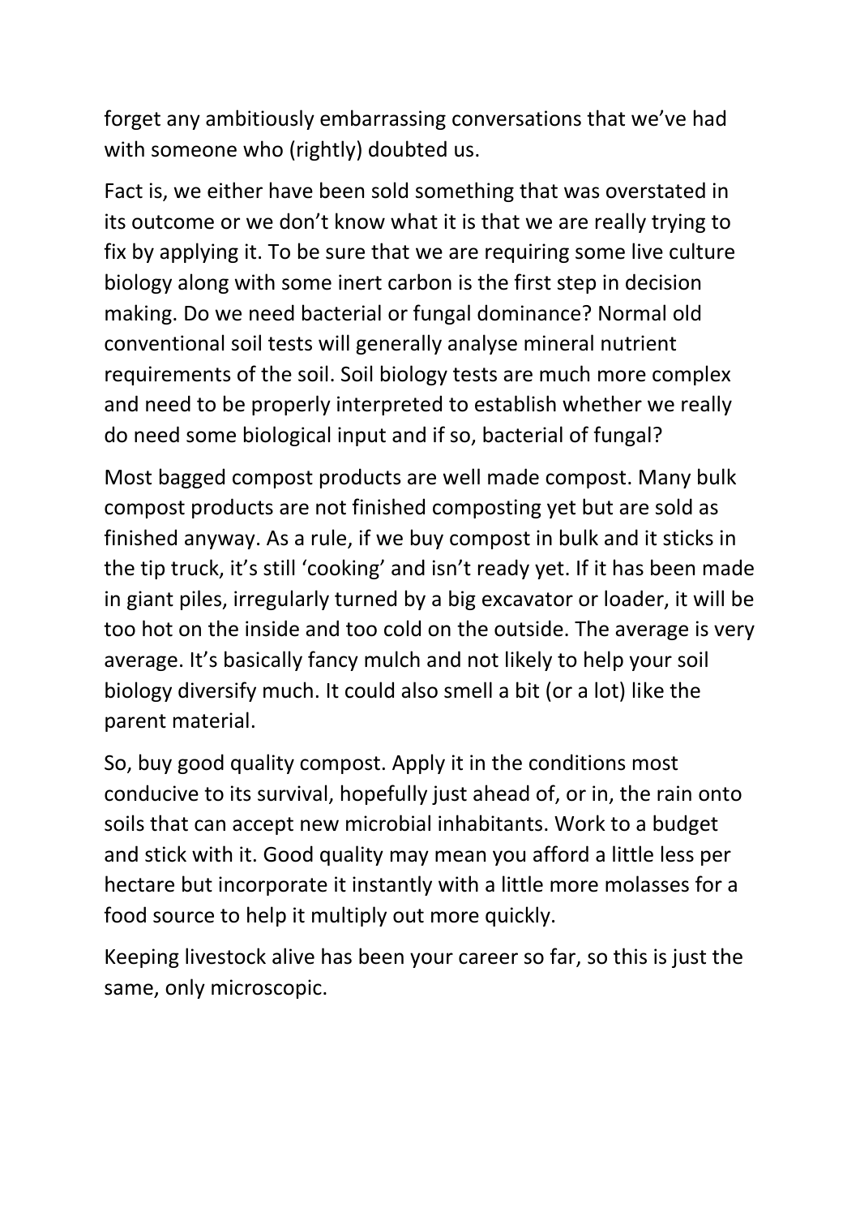forget any ambitiously embarrassing conversations that we've had with someone who (rightly) doubted us.

Fact is, we either have been sold something that was overstated in its outcome or we don't know what it is that we are really trying to fix by applying it. To be sure that we are requiring some live culture biology along with some inert carbon is the first step in decision making. Do we need bacterial or fungal dominance? Normal old conventional soil tests will generally analyse mineral nutrient requirements of the soil. Soil biology tests are much more complex and need to be properly interpreted to establish whether we really do need some biological input and if so, bacterial of fungal?

Most bagged compost products are well made compost. Many bulk compost products are not finished composting yet but are sold as finished anyway. As a rule, if we buy compost in bulk and it sticks in the tip truck, it's still 'cooking' and isn't ready yet. If it has been made in giant piles, irregularly turned by a big excavator or loader, it will be too hot on the inside and too cold on the outside. The average is very average. It's basically fancy mulch and not likely to help your soil biology diversify much. It could also smell a bit (or a lot) like the parent material.

So, buy good quality compost. Apply it in the conditions most conducive to its survival, hopefully just ahead of, or in, the rain onto soils that can accept new microbial inhabitants. Work to a budget and stick with it. Good quality may mean you afford a little less per hectare but incorporate it instantly with a little more molasses for a food source to help it multiply out more quickly.

Keeping livestock alive has been your career so far, so this is just the same, only microscopic.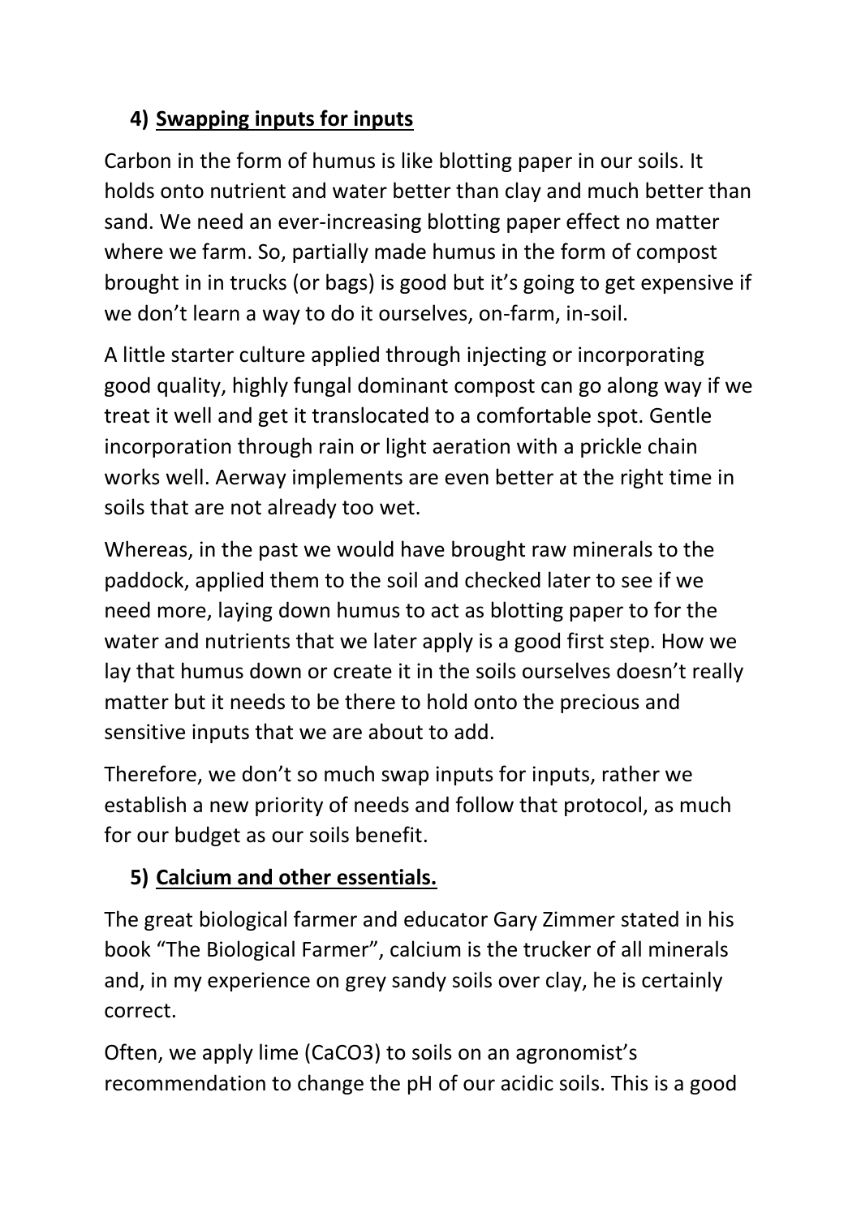## 4) Swapping inputs for inputs

Carbon in the form of humus is like blotting paper in our soils. It holds onto nutrient and water better than clay and much better than sand. We need an ever-increasing blotting paper effect no matter where we farm. So, partially made humus in the form of compost brought in in trucks (or bags) is good but it's going to get expensive if we don't learn a way to do it ourselves, on-farm, in-soil.

A little starter culture applied through injecting or incorporating good quality, highly fungal dominant compost can go along way if we treat it well and get it translocated to a comfortable spot. Gentle incorporation through rain or light aeration with a prickle chain works well. Aerway implements are even better at the right time in soils that are not already too wet.

Whereas, in the past we would have brought raw minerals to the paddock, applied them to the soil and checked later to see if we need more, laying down humus to act as blotting paper to for the water and nutrients that we later apply is a good first step. How we lay that humus down or create it in the soils ourselves doesn't really matter but it needs to be there to hold onto the precious and sensitive inputs that we are about to add.

Therefore, we don't so much swap inputs for inputs, rather we establish a new priority of needs and follow that protocol, as much for our budget as our soils benefit.

## 5) Calcium and other essentials.

The great biological farmer and educator Gary Zimmer stated in his book "The Biological Farmer", calcium is the trucker of all minerals and, in my experience on grey sandy soils over clay, he is certainly correct.

Often, we apply lime ($CaCO_3$) to soils on an agronomist's recommendation to change the pH of our acidic soils. This is a good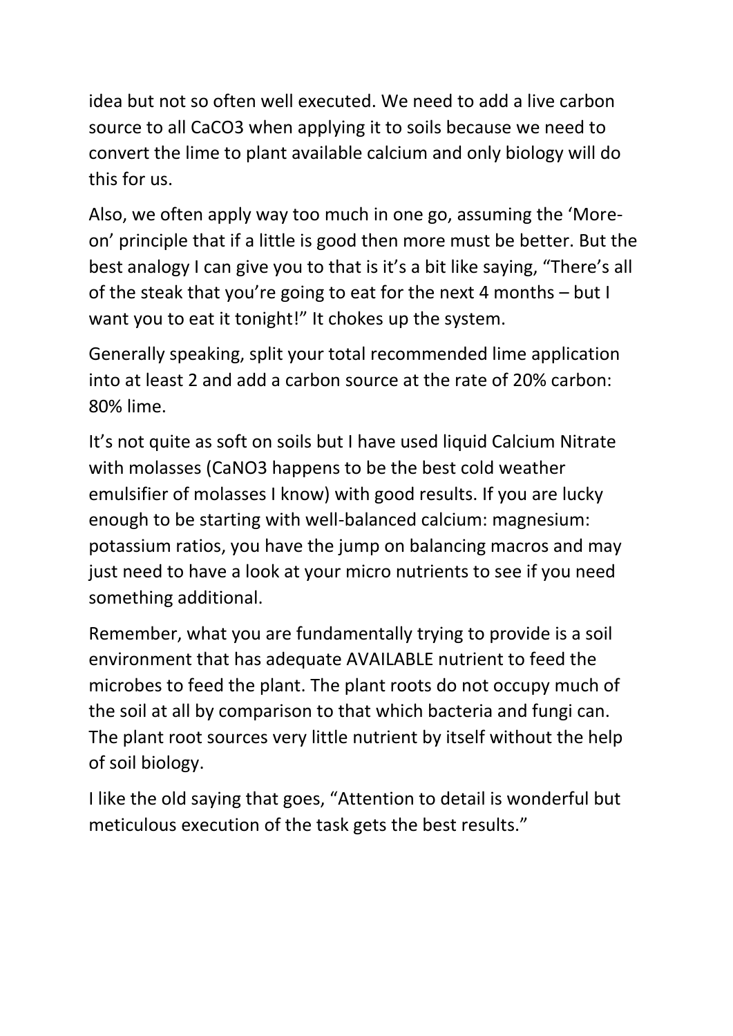idea but not so often well executed. We need to add a live carbon source to all $CaCO_3$ when applying it to soils because we need to convert the lime to plant available calcium and only biology will do this for us.

Also, we often apply way too much in one go, assuming the 'More-on' principle that if a little is good then more must be better. But the best analogy I can give you to that is it's a bit like saying, "There's all of the steak that you're going to eat for the next 4 months – but I want you to eat it tonight!" It chokes up the system.

Generally speaking, split your total recommended lime application into at least 2 and add a carbon source at the rate of 20% carbon: 80% lime.

It's not quite as soft on soils but I have used liquid Calcium Nitrate with molasses ($CaNO_3$ happens to be the best cold weather emulsifier of molasses I know) with good results. If you are lucky enough to be starting with well-balanced calcium: magnesium: potassium ratios, you have the jump on balancing macros and may just need to have a look at your micro nutrients to see if you need something additional.

Remember, what you are fundamentally trying to provide is a soil environment that has adequate AVAILABLE nutrient to feed the microbes to feed the plant. The plant roots do not occupy much of the soil at all by comparison to that which bacteria and fungi can. The plant root sources very little nutrient by itself without the help of soil biology.

I like the old saying that goes, "Attention to detail is wonderful but meticulous execution of the task gets the best results."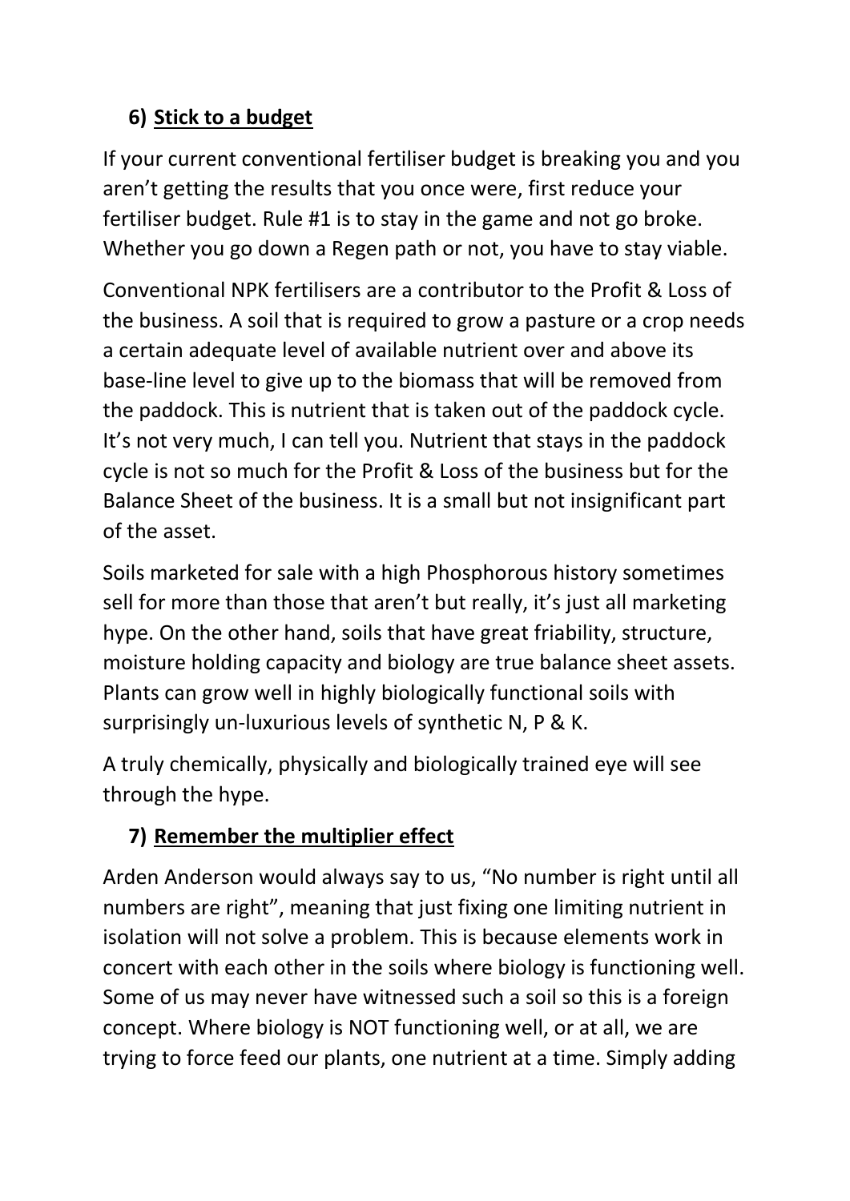## 6) Stick to a budget

If your current conventional fertiliser budget is breaking you and you aren't getting the results that you once were, first reduce your fertiliser budget. Rule #1 is to stay in the game and not go broke. Whether you go down a Regen path or not, you have to stay viable.

Conventional NPK fertilisers are a contributor to the Profit & Loss of the business. A soil that is required to grow a pasture or a crop needs a certain adequate level of available nutrient over and above its base-line level to give up to the biomass that will be removed from the paddock. This is nutrient that is taken out of the paddock cycle. It's not very much, I can tell you. Nutrient that stays in the paddock cycle is not so much for the Profit & Loss of the business but for the Balance Sheet of the business. It is a small but not insignificant part of the asset.

Soils marketed for sale with a high Phosphorous history sometimes sell for more than those that aren't but really, it's just all marketing hype. On the other hand, soils that have great friability, structure, moisture holding capacity and biology are true balance sheet assets. Plants can grow well in highly biologically functional soils with surprisingly un-luxurious levels of synthetic N, P & K.

A truly chemically, physically and biologically trained eye will see through the hype.

## 7) Remember the multiplier effect

Arden Anderson would always say to us, "No number is right until all numbers are right", meaning that just fixing one limiting nutrient in isolation will not solve a problem. This is because elements work in concert with each other in the soils where biology is functioning well. Some of us may never have witnessed such a soil so this is a foreign concept. Where biology is NOT functioning well, or at all, we are trying to force feed our plants, one nutrient at a time. Simply adding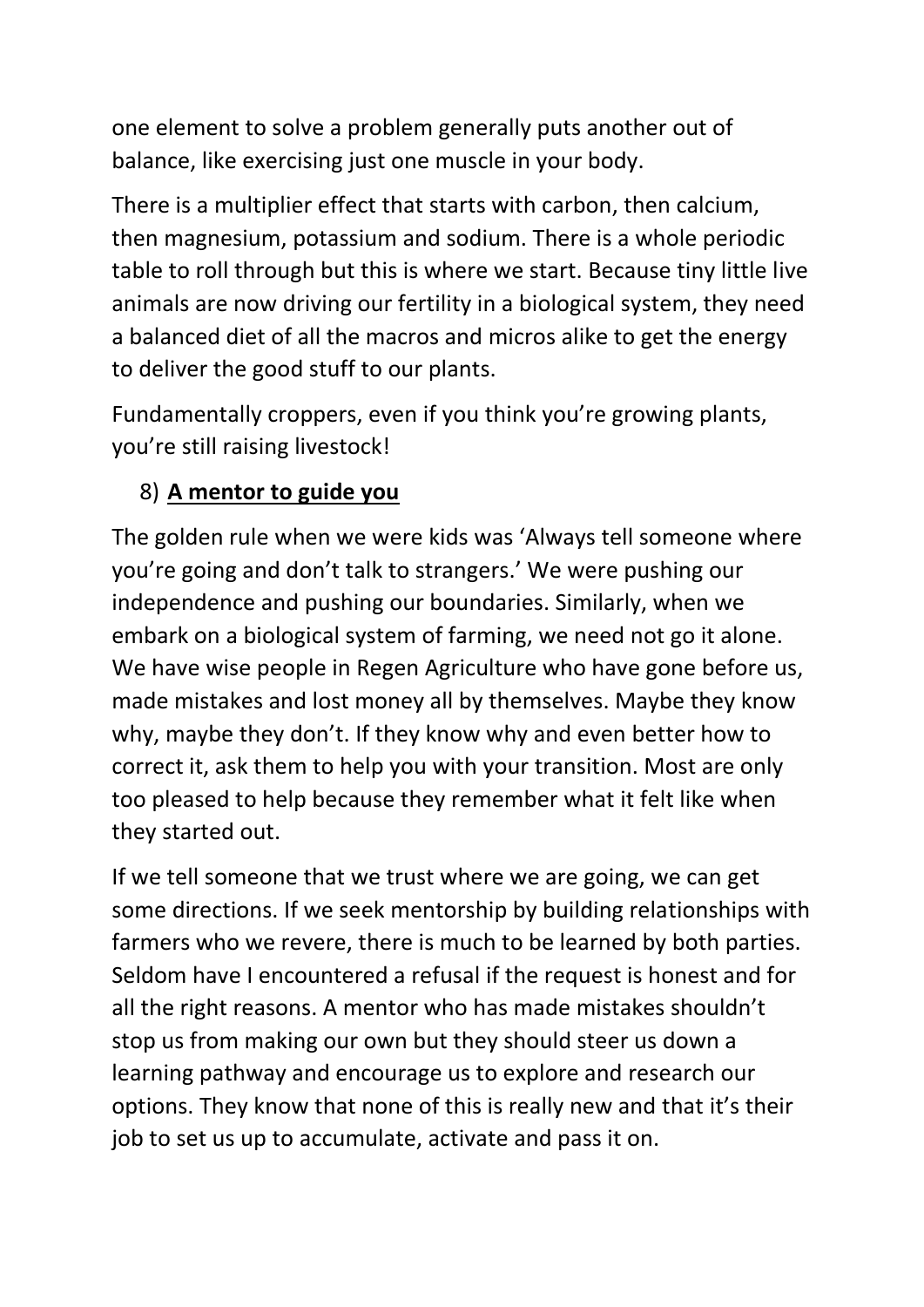one element to solve a problem generally puts another out of balance, like exercising just one muscle in your body.

There is a multiplier effect that starts with carbon, then calcium, then magnesium, potassium and sodium. There is a whole periodic table to roll through but this is where we start. Because tiny little live animals are now driving our fertility in a biological system, they need a balanced diet of all the macros and micros alike to get the energy to deliver the good stuff to our plants.

Fundamentally croppers, even if you think you're growing plants, you're still raising livestock!

8) **A mentor to guide you**

The golden rule when we were kids was 'Always tell someone where you're going and don't talk to strangers.' We were pushing our independence and pushing our boundaries. Similarly, when we embark on a biological system of farming, we need not go it alone. We have wise people in Regen Agriculture who have gone before us, made mistakes and lost money all by themselves. Maybe they know why, maybe they don't. If they know why and even better how to correct it, ask them to help you with your transition. Most are only too pleased to help because they remember what it felt like when they started out.

If we tell someone that we trust where we are going, we can get some directions. If we seek mentorship by building relationships with farmers who we revere, there is much to be learned by both parties. Seldom have I encountered a refusal if the request is honest and for all the right reasons. A mentor who has made mistakes shouldn't stop us from making our own but they should steer us down a learning pathway and encourage us to explore and research our options. They know that none of this is really new and that it's their job to set us up to accumulate, activate and pass it on.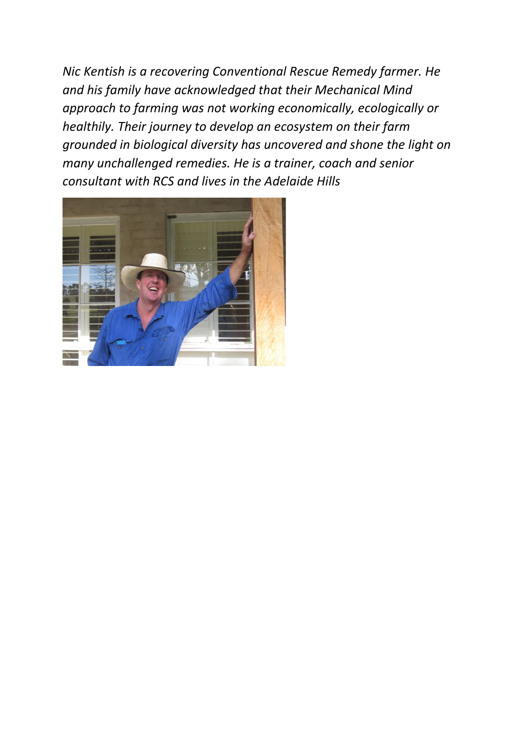*Nic Kentish is a recovering Conventional Rescue Remedy farmer. He and his family have acknowledged that their Mechanical Mind approach to farming was not working economically, ecologically or healthily. Their journey to develop an ecosystem on their farm grounded in biological diversity has uncovered and shone the light on many unchallenged remedies. He is a trainer, coach and senior consultant with RCS and lives in the Adelaide Hills*